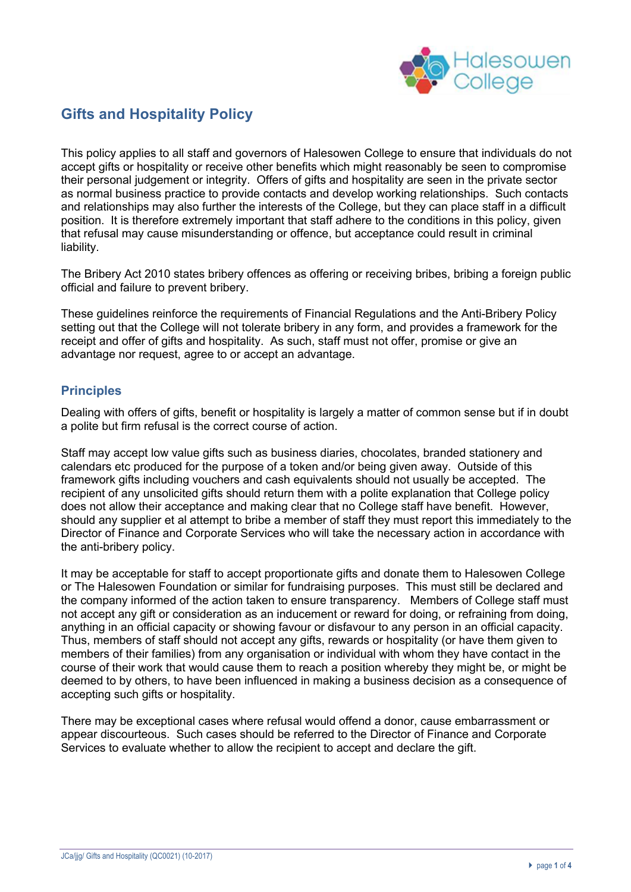# Gifts and Hospitality Policy

This policy applies to all staff and governors of Halesowen College to ensure that individuals do not accept gifts or hospitality or receive other benefits which might reasonably be seen to compromise their personal judgement or integrity. Offers of gifts and hospitality are seen in the private sector as normal business practice to provide contacts and develop working relationships. Such contacts and relationships may also further the interests of the College, but they can place staff in a difficult position. It is therefore extremely important that staff adhere to the conditions in this policy, given that refusal may cause misunderstanding or offence, but acceptance could result in criminal liability.

The Bribery Act 2010 states bribery offences as offering or receiving bribes, bribing a foreign public official and failure to prevent bribery.

These guidelines reinforce the requirements of Financial Regulations and the Anti-Bribery Policy setting out that the College will not tolerate bribery in any form, and provides a framework for the receipt and offer of gifts and hospitality. As such, staff must not offer, promise or give an advantage nor request, agree to or accept an advantage.

## Principles

Dealing with offers of gifts, benefit or hospitality is largely a matter of common sense but if in doubt a polite but firm refusal is the correct course of action.

Staff may accept low value gifts such as business diaries, chocolates, branded stationery and calendars etc produced for the purpose of a token and/or being given away. Outside of this framework gifts including vouchers and cash equivalents should not usually be accepted. The recipient of any unsolicited gifts should return them with a polite explanation that College policy does not allow their acceptance and making clear that no College staff have benefit. However, should any supplier et al attempt to bribe a member of staff they must report this immediately to the Director of Finance and Corporate Services who will take the necessary action in accordance with the anti-bribery policy.

It may be acceptable for staff to accept proportionate gifts and donate them to Halesowen College or The Halesowen Foundation or similar for fundraising purposes. This must still be declared and the company informed of the action taken to ensure transparency. Members of College staff must not accept any gift or consideration as an inducement or reward for doing, or refraining from doing, anything in an official capacity or showing favour or disfavour to any person in an official capacity. Thus, members of staff should not accept any gifts, rewards or hospitality (or have them given to members of their families) from any organisation or individual with whom they have contact in the course of their work that would cause them to reach a position whereby they might be, or might be deemed to by others, to have been influenced in making a business decision as a consequence of accepting such gifts or hospitality.

There may be exceptional cases where refusal would offend a donor, cause embarrassment or appear discourteous. Such cases should be referred to the Director of Finance and Corporate Services to evaluate whether to allow the recipient to accept and declare the gift.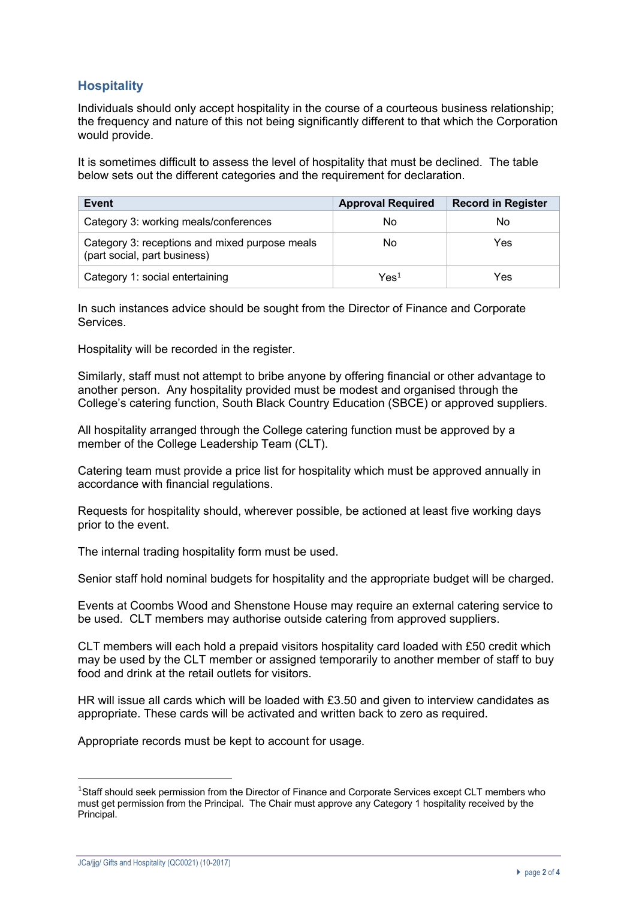## Hospitality

Individuals should only accept hospitality in the course of a courteous business relationship; the frequency and nature of this not being significantly different to that which the Corporation would provide.

It is sometimes difficult to assess the level of hospitality that must be declined. The table below sets out the different categories and the requirement for declaration.

| Event | Approval Required | Record in Register |
|---|---|---|
| Category 3: working meals/conferences | No | No |
| Category 3: receptions and mixed purpose meals (part social, part business) | No | Yes |
| Category 1: social entertaining | Yes[1] | Yes |

In such instances advice should be sought from the Director of Finance and Corporate Services.

Hospitality will be recorded in the register.

Similarly, staff must not attempt to bribe anyone by offering financial or other advantage to another person. Any hospitality provided must be modest and organised through the College's catering function, South Black Country Education (SBCE) or approved suppliers.

All hospitality arranged through the College catering function must be approved by a member of the College Leadership Team (CLT).

Catering team must provide a price list for hospitality which must be approved annually in accordance with financial regulations.

Requests for hospitality should, wherever possible, be actioned at least five working days prior to the event.

The internal trading hospitality form must be used.

Senior staff hold nominal budgets for hospitality and the appropriate budget will be charged.

Events at Coombs Wood and Shenstone House may require an external catering service to be used. CLT members may authorise outside catering from approved suppliers.

CLT members will each hold a prepaid visitors hospitality card loaded with £50 credit which may be used by the CLT member or assigned temporarily to another member of staff to buy food and drink at the retail outlets for visitors.

HR will issue all cards which will be loaded with £3.50 and given to interview candidates as appropriate. These cards will be activated and written back to zero as required.

Appropriate records must be kept to account for usage.

---

[1] Staff should seek permission from the Director of Finance and Corporate Services except CLT members who must get permission from the Principal. The Chair must approve any Category 1 hospitality received by the Principal.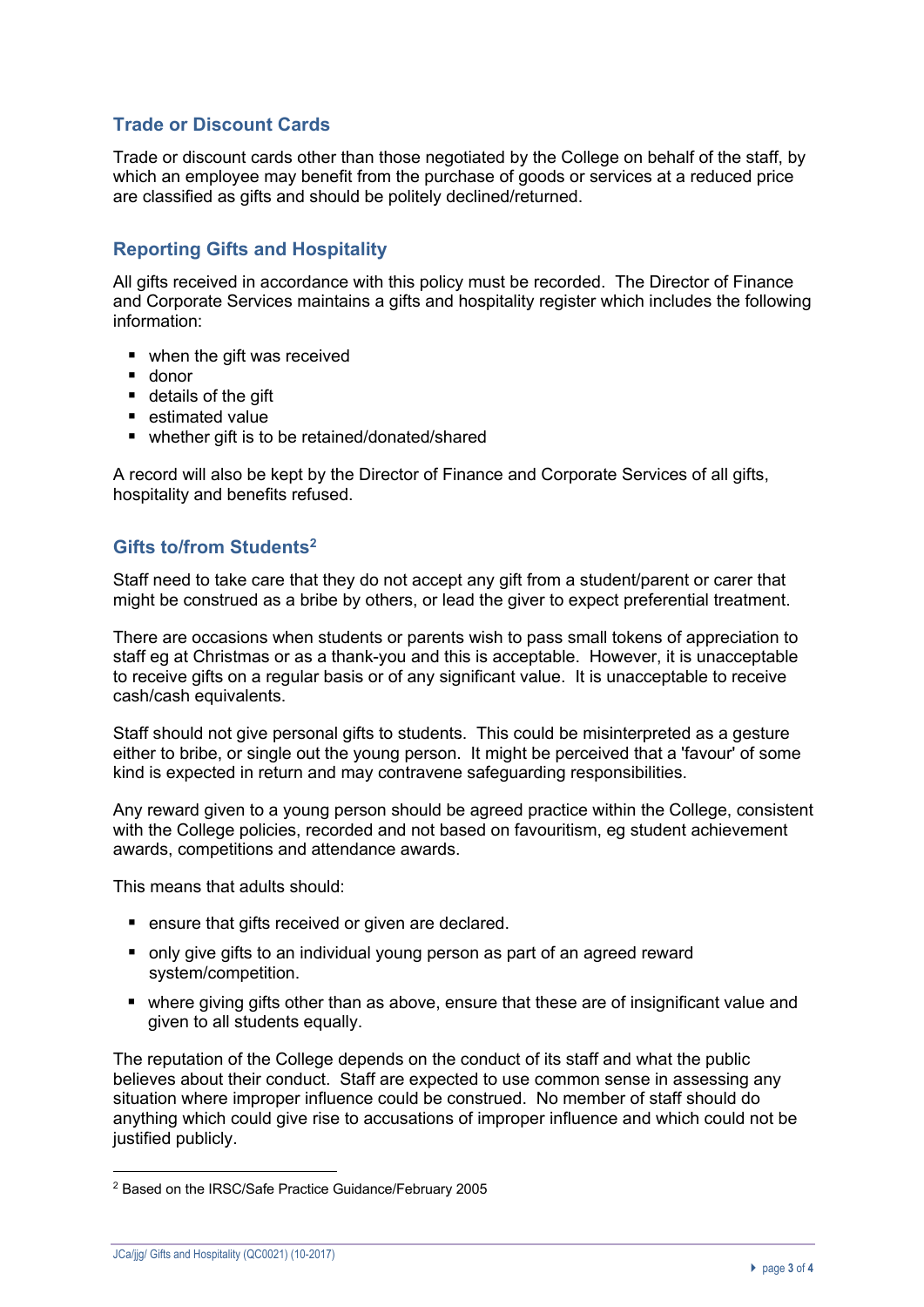## Trade or Discount Cards

Trade or discount cards other than those negotiated by the College on behalf of the staff, by which an employee may benefit from the purchase of goods or services at a reduced price are classified as gifts and should be politely declined/returned.

## Reporting Gifts and Hospitality

All gifts received in accordance with this policy must be recorded. The Director of Finance and Corporate Services maintains a gifts and hospitality register which includes the following information:

- when the gift was received
- donor
- details of the gift
- estimated value
- whether gift is to be retained/donated/shared

A record will also be kept by the Director of Finance and Corporate Services of all gifts, hospitality and benefits refused.

## Gifts to/from Students[2]

Staff need to take care that they do not accept any gift from a student/parent or carer that might be construed as a bribe by others, or lead the giver to expect preferential treatment.

There are occasions when students or parents wish to pass small tokens of appreciation to staff eg at Christmas or as a thank-you and this is acceptable. However, it is unacceptable to receive gifts on a regular basis or of any significant value. It is unacceptable to receive cash/cash equivalents.

Staff should not give personal gifts to students. This could be misinterpreted as a gesture either to bribe, or single out the young person. It might be perceived that a 'favour' of some kind is expected in return and may contravene safeguarding responsibilities.

Any reward given to a young person should be agreed practice within the College, consistent with the College policies, recorded and not based on favouritism, eg student achievement awards, competitions and attendance awards.

This means that adults should:

- ensure that gifts received or given are declared.
- only give gifts to an individual young person as part of an agreed reward system/competition.
- where giving gifts other than as above, ensure that these are of insignificant value and given to all students equally.

The reputation of the College depends on the conduct of its staff and what the public believes about their conduct. Staff are expected to use common sense in assessing any situation where improper influence could be construed. No member of staff should do anything which could give rise to accusations of improper influence and which could not be justified publicly.

---

[2] Based on the IRSC/Safe Practice Guidance/February 2005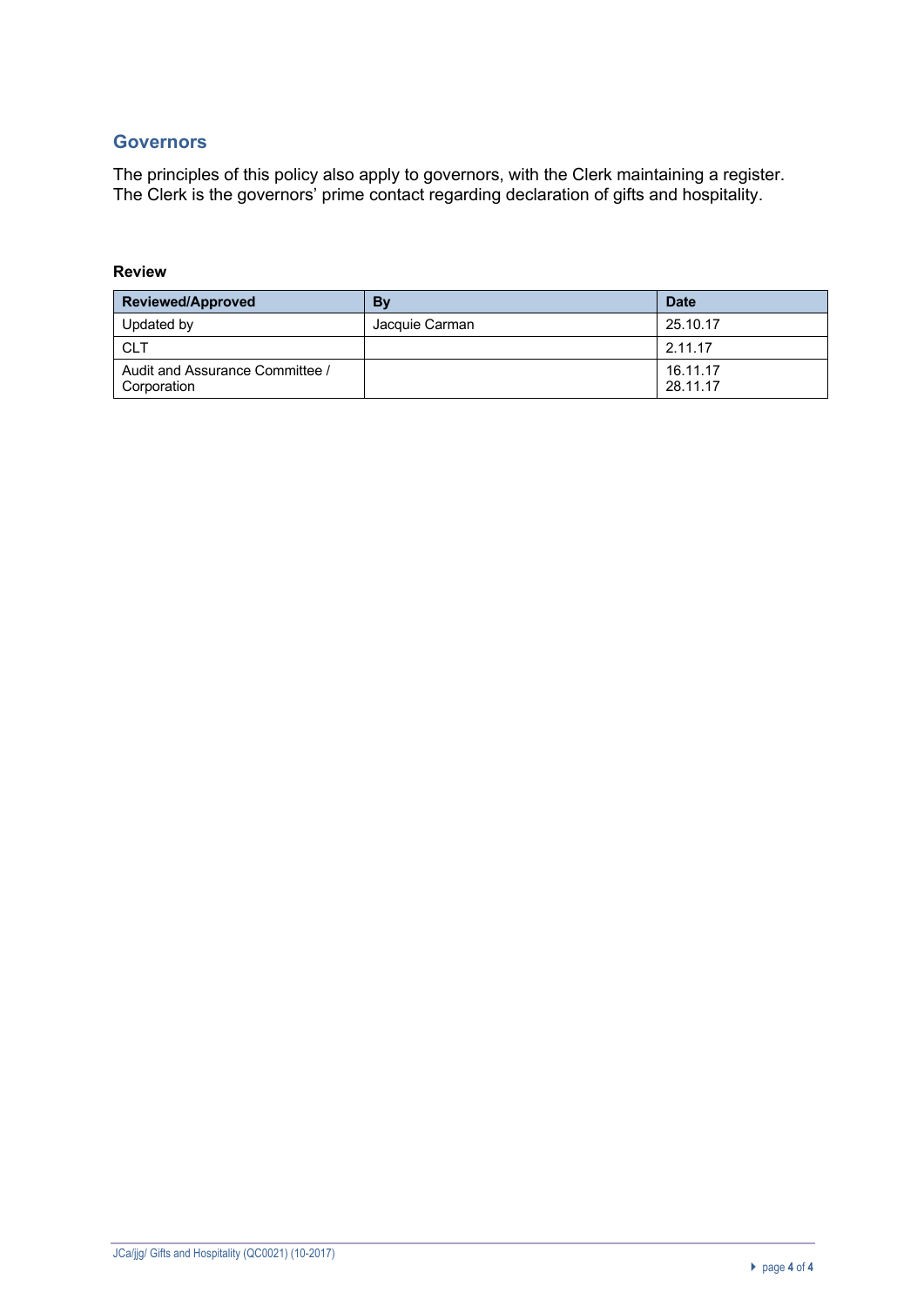## Governors

The principles of this policy also apply to governors, with the Clerk maintaining a register. The Clerk is the governors' prime contact regarding declaration of gifts and hospitality.

**Review**

| Reviewed/Approved | By | Date |
|---|---|---|
| Updated by | Jacquie Carman | 25.10.17 |
| CLT | | 2.11.17 |
| Audit and Assurance Committee / Corporation | | 16.11.17<br>28.11.17 |